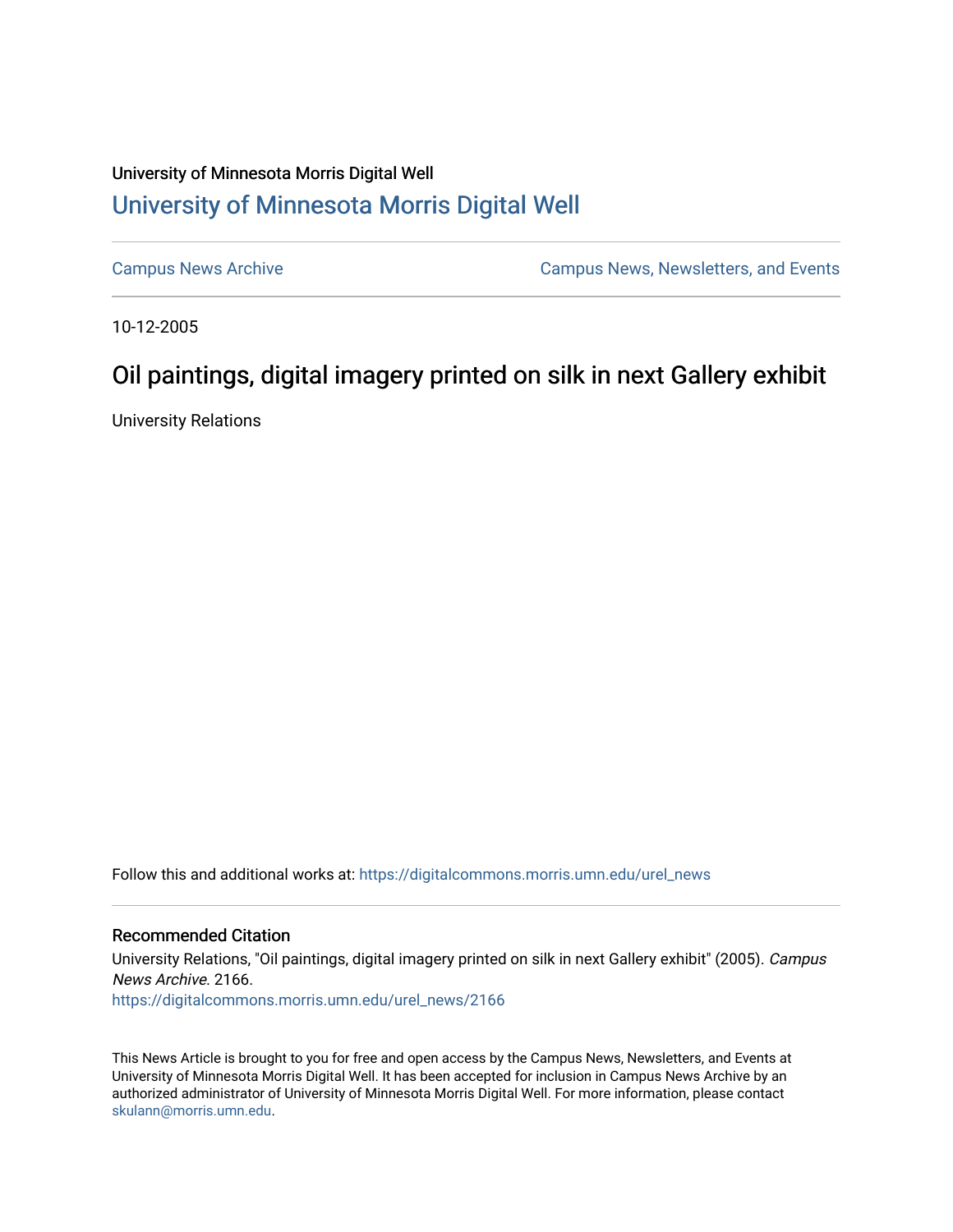University of Minnesota Morris Digital Well

## University of Minnesota Morris Digital Well

Campus News Archive

Campus News, Newsletters, and Events

10-12-2005

# Oil paintings, digital imagery printed on silk in next Gallery exhibit

University Relations

Follow this and additional works at: https://digitalcommons.morris.umn.edu/urel_news

### Recommended Citation

University Relations, "Oil paintings, digital imagery printed on silk in next Gallery exhibit" (2005). *Campus News Archive*. 2166.
https://digitalcommons.morris.umn.edu/urel_news/2166

This News Article is brought to you for free and open access by the Campus News, Newsletters, and Events at University of Minnesota Morris Digital Well. It has been accepted for inclusion in Campus News Archive by an authorized administrator of University of Minnesota Morris Digital Well. For more information, please contact skulann@morris.umn.edu.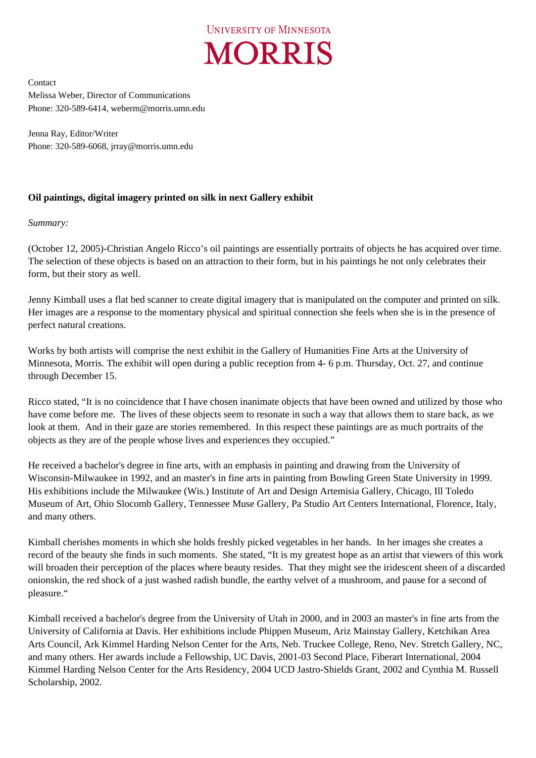# University of Minnesota Morris

Contact
Melissa Weber, Director of Communications
Phone: 320-589-6414, weberm@morris.umn.edu

Jenna Ray, Editor/Writer
Phone: 320-589-6068, jrray@morris.umn.edu

**Oil paintings, digital imagery printed on silk in next Gallery exhibit**

*Summary:*

(October 12, 2005)-Christian Angelo Ricco's oil paintings are essentially portraits of objects he has acquired over time. The selection of these objects is based on an attraction to their form, but in his paintings he not only celebrates their form, but their story as well.

Jenny Kimball uses a flat bed scanner to create digital imagery that is manipulated on the computer and printed on silk. Her images are a response to the momentary physical and spiritual connection she feels when she is in the presence of perfect natural creations.

Works by both artists will comprise the next exhibit in the Gallery of Humanities Fine Arts at the University of Minnesota, Morris. The exhibit will open during a public reception from 4- 6 p.m. Thursday, Oct. 27, and continue through December 15.

Ricco stated, "It is no coincidence that I have chosen inanimate objects that have been owned and utilized by those who have come before me. The lives of these objects seem to resonate in such a way that allows them to stare back, as we look at them. And in their gaze are stories remembered. In this respect these paintings are as much portraits of the objects as they are of the people whose lives and experiences they occupied."

He received a bachelor's degree in fine arts, with an emphasis in painting and drawing from the University of Wisconsin-Milwaukee in 1992, and an master's in fine arts in painting from Bowling Green State University in 1999. His exhibitions include the Milwaukee (Wis.) Institute of Art and Design Artemisia Gallery, Chicago, Ill Toledo Museum of Art, Ohio Slocomb Gallery, Tennessee Muse Gallery, Pa Studio Art Centers International, Florence, Italy, and many others.

Kimball cherishes moments in which she holds freshly picked vegetables in her hands. In her images she creates a record of the beauty she finds in such moments. She stated, "It is my greatest hope as an artist that viewers of this work will broaden their perception of the places where beauty resides. That they might see the iridescent sheen of a discarded onionskin, the red shock of a just washed radish bundle, the earthy velvet of a mushroom, and pause for a second of pleasure."

Kimball received a bachelor's degree from the University of Utah in 2000, and in 2003 an master's in fine arts from the University of California at Davis. Her exhibitions include Phippen Museum, Ariz Mainstay Gallery, Ketchikan Area Arts Council, Ark Kimmel Harding Nelson Center for the Arts, Neb. Truckee College, Reno, Nev. Stretch Gallery, NC, and many others. Her awards include a Fellowship, UC Davis, 2001-03 Second Place, Fiberart International, 2004 Kimmel Harding Nelson Center for the Arts Residency, 2004 UCD Jastro-Shields Grant, 2002 and Cynthia M. Russell Scholarship, 2002.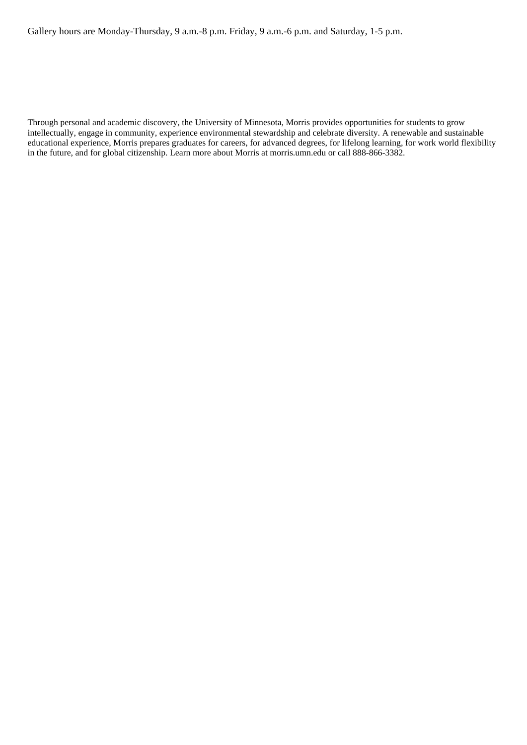Gallery hours are Monday-Thursday, 9 a.m.-8 p.m. Friday, 9 a.m.-6 p.m. and Saturday, 1-5 p.m.

Through personal and academic discovery, the University of Minnesota, Morris provides opportunities for students to grow intellectually, engage in community, experience environmental stewardship and celebrate diversity. A renewable and sustainable educational experience, Morris prepares graduates for careers, for advanced degrees, for lifelong learning, for work world flexibility in the future, and for global citizenship. Learn more about Morris at morris.umn.edu or call 888-866-3382.